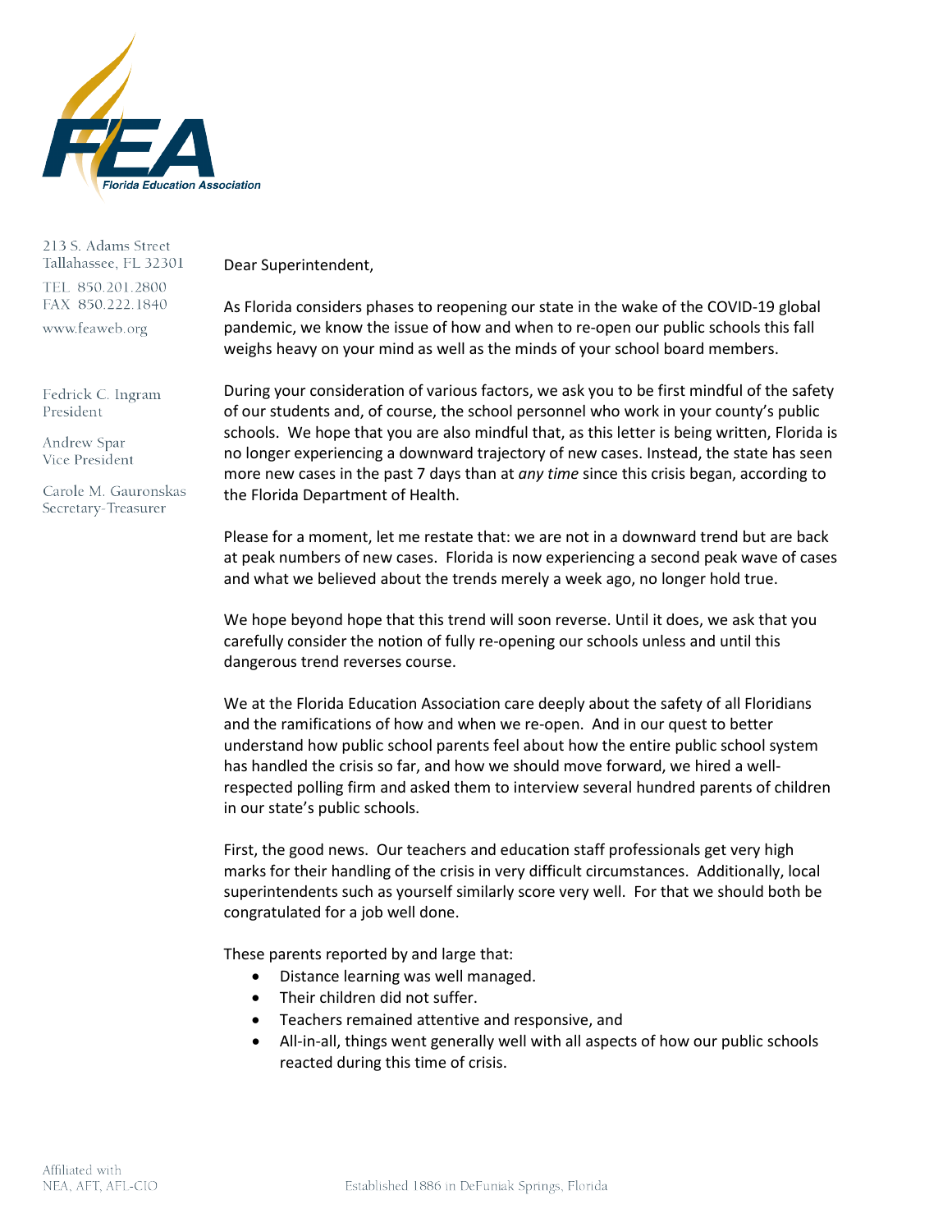Florida Education Association

213 S. Adams Street
Tallahassee, FL 32301
TEL 850.201.2800
FAX 850.222.1840
www.feaweb.org

Fedrick C. Ingram
President

Andrew Spar
Vice President

Carole M. Gauronskas
Secretary-Treasurer

Dear Superintendent,

As Florida considers phases to reopening our state in the wake of the COVID-19 global pandemic, we know the issue of how and when to re-open our public schools this fall weighs heavy on your mind as well as the minds of your school board members.

During your consideration of various factors, we ask you to be first mindful of the safety of our students and, of course, the school personnel who work in your county's public schools. We hope that you are also mindful that, as this letter is being written, Florida is no longer experiencing a downward trajectory of new cases. Instead, the state has seen more new cases in the past 7 days than at *any time* since this crisis began, according to the Florida Department of Health.

Please for a moment, let me restate that: we are not in a downward trend but are back at peak numbers of new cases. Florida is now experiencing a second peak wave of cases and what we believed about the trends merely a week ago, no longer hold true.

We hope beyond hope that this trend will soon reverse. Until it does, we ask that you carefully consider the notion of fully re-opening our schools unless and until this dangerous trend reverses course.

We at the Florida Education Association care deeply about the safety of all Floridians and the ramifications of how and when we re-open. And in our quest to better understand how public school parents feel about how the entire public school system has handled the crisis so far, and how we should move forward, we hired a well-respected polling firm and asked them to interview several hundred parents of children in our state's public schools.

First, the good news. Our teachers and education staff professionals get very high marks for their handling of the crisis in very difficult circumstances. Additionally, local superintendents such as yourself similarly score very well. For that we should both be congratulated for a job well done.

These parents reported by and large that:

- Distance learning was well managed.
- Their children did not suffer.
- Teachers remained attentive and responsive, and
- All-in-all, things went generally well with all aspects of how our public schools reacted during this time of crisis.

Affiliated with
NEA, AFT, AFL-CIO

Established 1886 in DeFuniak Springs, Florida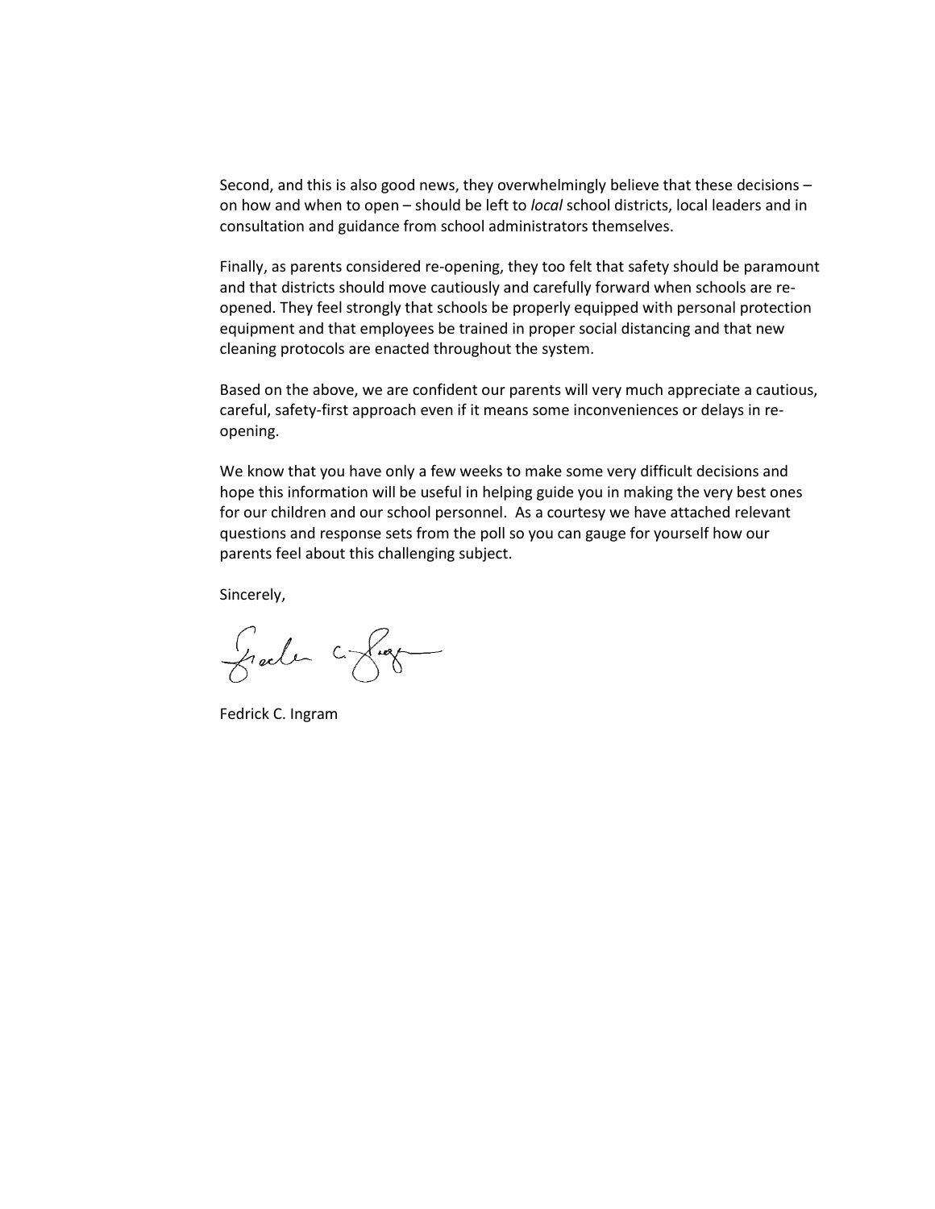Second, and this is also good news, they overwhelmingly believe that these decisions – on how and when to open – should be left to *local* school districts, local leaders and in consultation and guidance from school administrators themselves.

Finally, as parents considered re-opening, they too felt that safety should be paramount and that districts should move cautiously and carefully forward when schools are re-opened. They feel strongly that schools be properly equipped with personal protection equipment and that employees be trained in proper social distancing and that new cleaning protocols are enacted throughout the system.

Based on the above, we are confident our parents will very much appreciate a cautious, careful, safety-first approach even if it means some inconveniences or delays in re-opening.

We know that you have only a few weeks to make some very difficult decisions and hope this information will be useful in helping guide you in making the very best ones for our children and our school personnel. As a courtesy we have attached relevant questions and response sets from the poll so you can gauge for yourself how our parents feel about this challenging subject.

Sincerely,

Fedrick C. Ingram